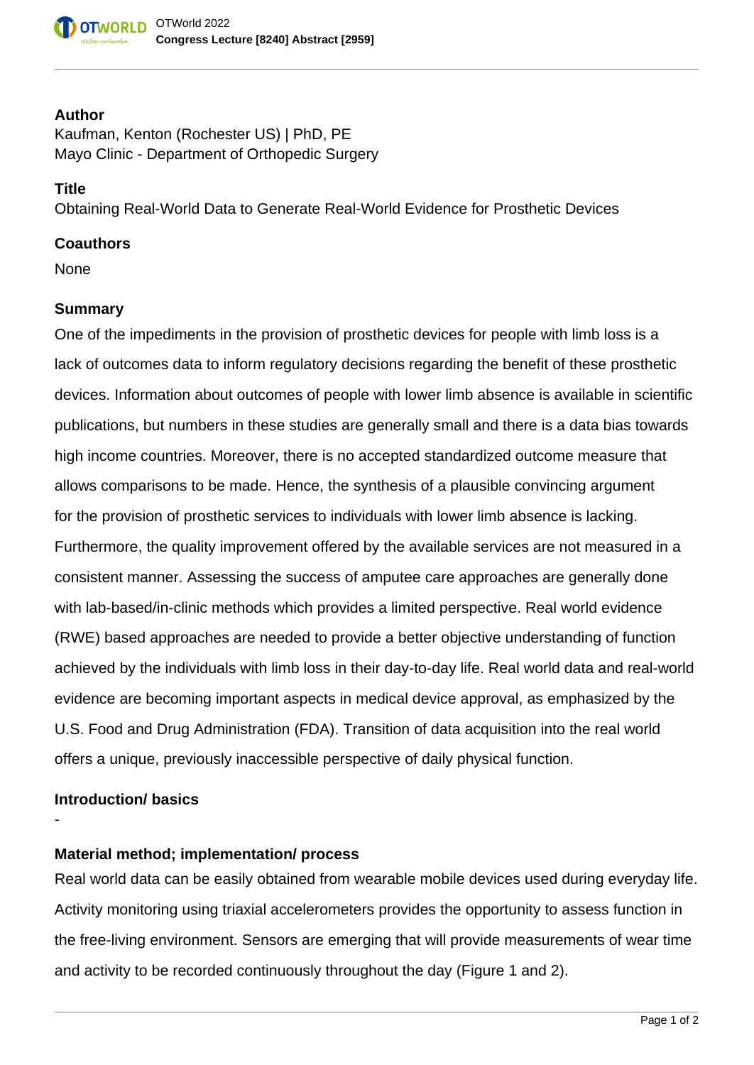## Author

Kaufman, Kenton (Rochester US) | PhD, PE
Mayo Clinic - Department of Orthopedic Surgery

## Title

Obtaining Real-World Data to Generate Real-World Evidence for Prosthetic Devices

## Coauthors

None

## Summary

One of the impediments in the provision of prosthetic devices for people with limb loss is a lack of outcomes data to inform regulatory decisions regarding the benefit of these prosthetic devices. Information about outcomes of people with lower limb absence is available in scientific publications, but numbers in these studies are generally small and there is a data bias towards high income countries. Moreover, there is no accepted standardized outcome measure that allows comparisons to be made. Hence, the synthesis of a plausible convincing argument for the provision of prosthetic services to individuals with lower limb absence is lacking. Furthermore, the quality improvement offered by the available services are not measured in a consistent manner. Assessing the success of amputee care approaches are generally done with lab-based/in-clinic methods which provides a limited perspective. Real world evidence (RWE) based approaches are needed to provide a better objective understanding of function achieved by the individuals with limb loss in their day-to-day life. Real world data and real-world evidence are becoming important aspects in medical device approval, as emphasized by the U.S. Food and Drug Administration (FDA). Transition of data acquisition into the real world offers a unique, previously inaccessible perspective of daily physical function.

## Introduction/ basics

-

## Material method; implementation/ process

Real world data can be easily obtained from wearable mobile devices used during everyday life. Activity monitoring using triaxial accelerometers provides the opportunity to assess function in the free-living environment. Sensors are emerging that will provide measurements of wear time and activity to be recorded continuously throughout the day (Figure 1 and 2).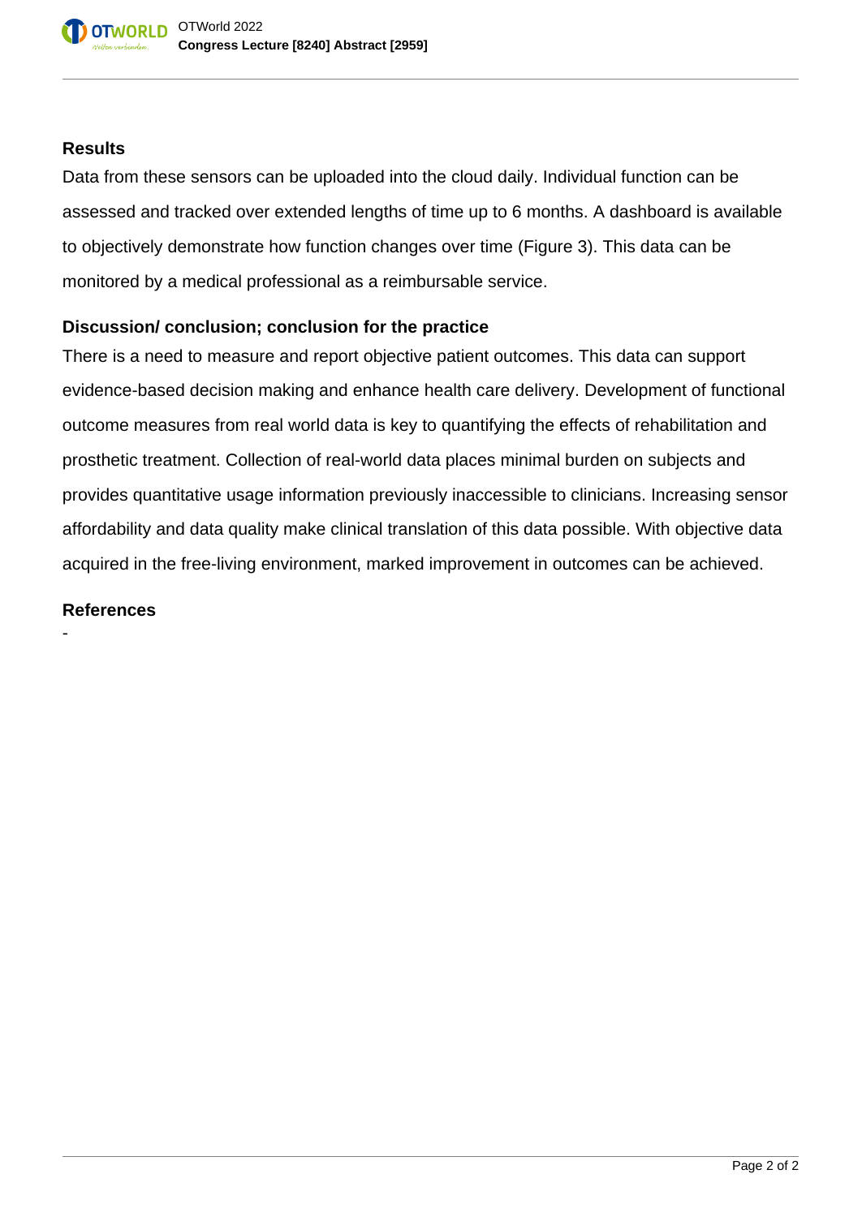## Results

Data from these sensors can be uploaded into the cloud daily. Individual function can be assessed and tracked over extended lengths of time up to 6 months. A dashboard is available to objectively demonstrate how function changes over time (Figure 3). This data can be monitored by a medical professional as a reimbursable service.

## Discussion/ conclusion; conclusion for the practice

There is a need to measure and report objective patient outcomes. This data can support evidence-based decision making and enhance health care delivery. Development of functional outcome measures from real world data is key to quantifying the effects of rehabilitation and prosthetic treatment. Collection of real-world data places minimal burden on subjects and provides quantitative usage information previously inaccessible to clinicians. Increasing sensor affordability and data quality make clinical translation of this data possible. With objective data acquired in the free-living environment, marked improvement in outcomes can be achieved.

## References

-